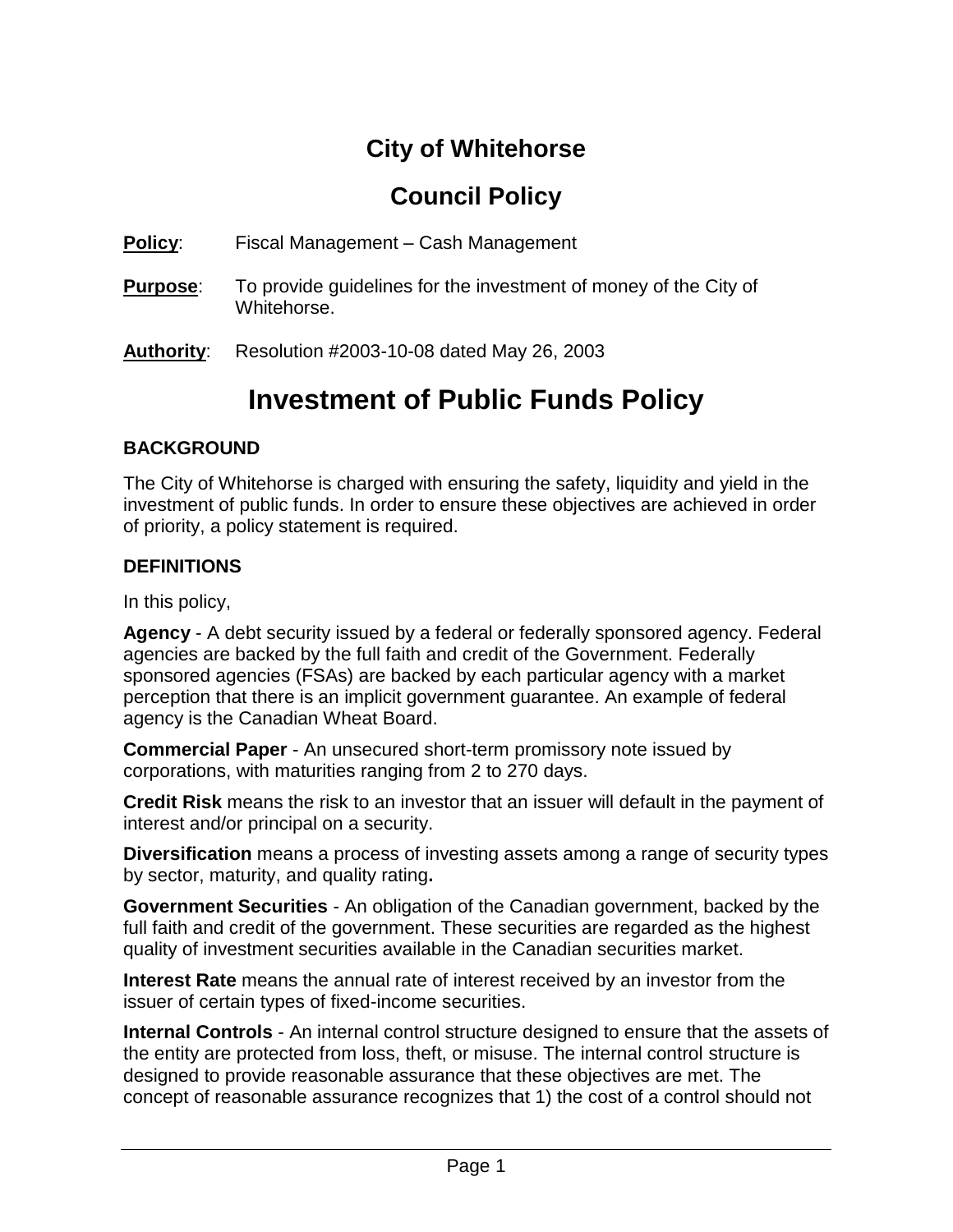# City of Whitehorse

## Council Policy

**Policy**: Fiscal Management – Cash Management

**Purpose**: To provide guidelines for the investment of money of the City of Whitehorse.

**Authority**: Resolution #2003-10-08 dated May 26, 2003

# Investment of Public Funds Policy

### BACKGROUND

The City of Whitehorse is charged with ensuring the safety, liquidity and yield in the investment of public funds. In order to ensure these objectives are achieved in order of priority, a policy statement is required.

### DEFINITIONS

In this policy,

**Agency** - A debt security issued by a federal or federally sponsored agency. Federal agencies are backed by the full faith and credit of the Government. Federally sponsored agencies (FSAs) are backed by each particular agency with a market perception that there is an implicit government guarantee. An example of federal agency is the Canadian Wheat Board.

**Commercial Paper** - An unsecured short-term promissory note issued by corporations, with maturities ranging from 2 to 270 days.

**Credit Risk** means the risk to an investor that an issuer will default in the payment of interest and/or principal on a security.

**Diversification** means a process of investing assets among a range of security types by sector, maturity, and quality rating**.**

**Government Securities** - An obligation of the Canadian government, backed by the full faith and credit of the government. These securities are regarded as the highest quality of investment securities available in the Canadian securities market.

**Interest Rate** means the annual rate of interest received by an investor from the issuer of certain types of fixed-income securities.

**Internal Controls** - An internal control structure designed to ensure that the assets of the entity are protected from loss, theft, or misuse. The internal control structure is designed to provide reasonable assurance that these objectives are met. The concept of reasonable assurance recognizes that 1) the cost of a control should not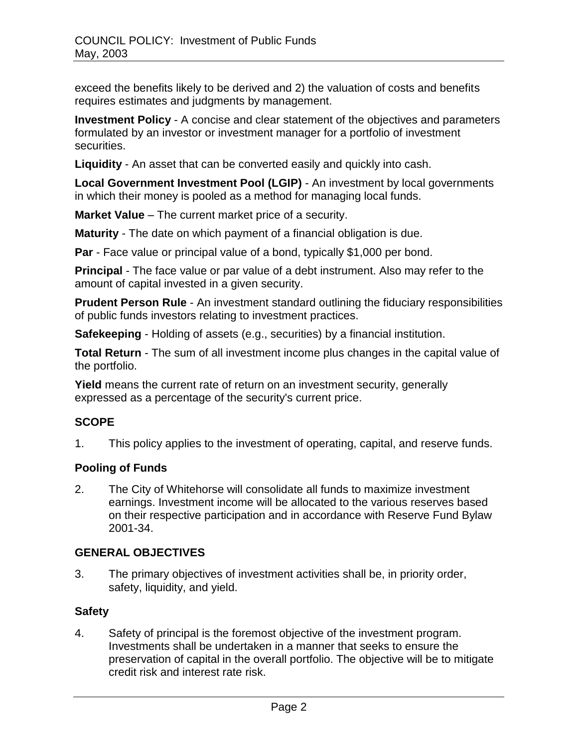exceed the benefits likely to be derived and 2) the valuation of costs and benefits requires estimates and judgments by management.

**Investment Policy** - A concise and clear statement of the objectives and parameters formulated by an investor or investment manager for a portfolio of investment securities.

**Liquidity** - An asset that can be converted easily and quickly into cash.

**Local Government Investment Pool (LGIP)** - An investment by local governments in which their money is pooled as a method for managing local funds.

**Market Value** – The current market price of a security.

**Maturity** - The date on which payment of a financial obligation is due.

**Par** - Face value or principal value of a bond, typically $1,000 per bond.

**Principal** - The face value or par value of a debt instrument. Also may refer to the amount of capital invested in a given security.

**Prudent Person Rule** - An investment standard outlining the fiduciary responsibilities of public funds investors relating to investment practices.

**Safekeeping** - Holding of assets (e.g., securities) by a financial institution.

**Total Return** - The sum of all investment income plus changes in the capital value of the portfolio.

**Yield** means the current rate of return on an investment security, generally expressed as a percentage of the security's current price.

## SCOPE

1. This policy applies to the investment of operating, capital, and reserve funds.

### Pooling of Funds

2. The City of Whitehorse will consolidate all funds to maximize investment earnings. Investment income will be allocated to the various reserves based on their respective participation and in accordance with Reserve Fund Bylaw 2001-34.

## GENERAL OBJECTIVES

3. The primary objectives of investment activities shall be, in priority order, safety, liquidity, and yield.

### Safety

4. Safety of principal is the foremost objective of the investment program. Investments shall be undertaken in a manner that seeks to ensure the preservation of capital in the overall portfolio. The objective will be to mitigate credit risk and interest rate risk.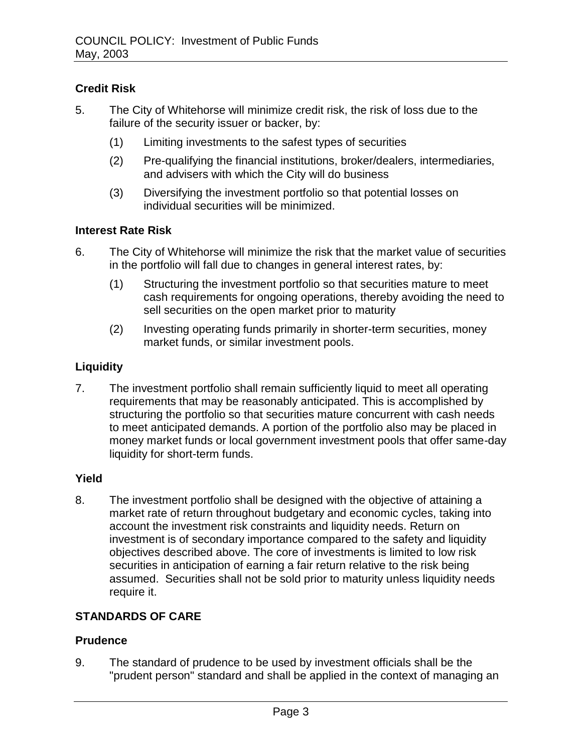### Credit Risk

5. The City of Whitehorse will minimize credit risk, the risk of loss due to the failure of the security issuer or backer, by:

   (1) Limiting investments to the safest types of securities

   (2) Pre-qualifying the financial institutions, broker/dealers, intermediaries, and advisers with which the City will do business

   (3) Diversifying the investment portfolio so that potential losses on individual securities will be minimized.

### Interest Rate Risk

6. The City of Whitehorse will minimize the risk that the market value of securities in the portfolio will fall due to changes in general interest rates, by:

   (1) Structuring the investment portfolio so that securities mature to meet cash requirements for ongoing operations, thereby avoiding the need to sell securities on the open market prior to maturity

   (2) Investing operating funds primarily in shorter-term securities, money market funds, or similar investment pools.

### Liquidity

7. The investment portfolio shall remain sufficiently liquid to meet all operating requirements that may be reasonably anticipated. This is accomplished by structuring the portfolio so that securities mature concurrent with cash needs to meet anticipated demands. A portion of the portfolio also may be placed in money market funds or local government investment pools that offer same-day liquidity for short-term funds.

### Yield

8. The investment portfolio shall be designed with the objective of attaining a market rate of return throughout budgetary and economic cycles, taking into account the investment risk constraints and liquidity needs. Return on investment is of secondary importance compared to the safety and liquidity objectives described above. The core of investments is limited to low risk securities in anticipation of earning a fair return relative to the risk being assumed. Securities shall not be sold prior to maturity unless liquidity needs require it.

## STANDARDS OF CARE

### Prudence

9. The standard of prudence to be used by investment officials shall be the "prudent person" standard and shall be applied in the context of managing an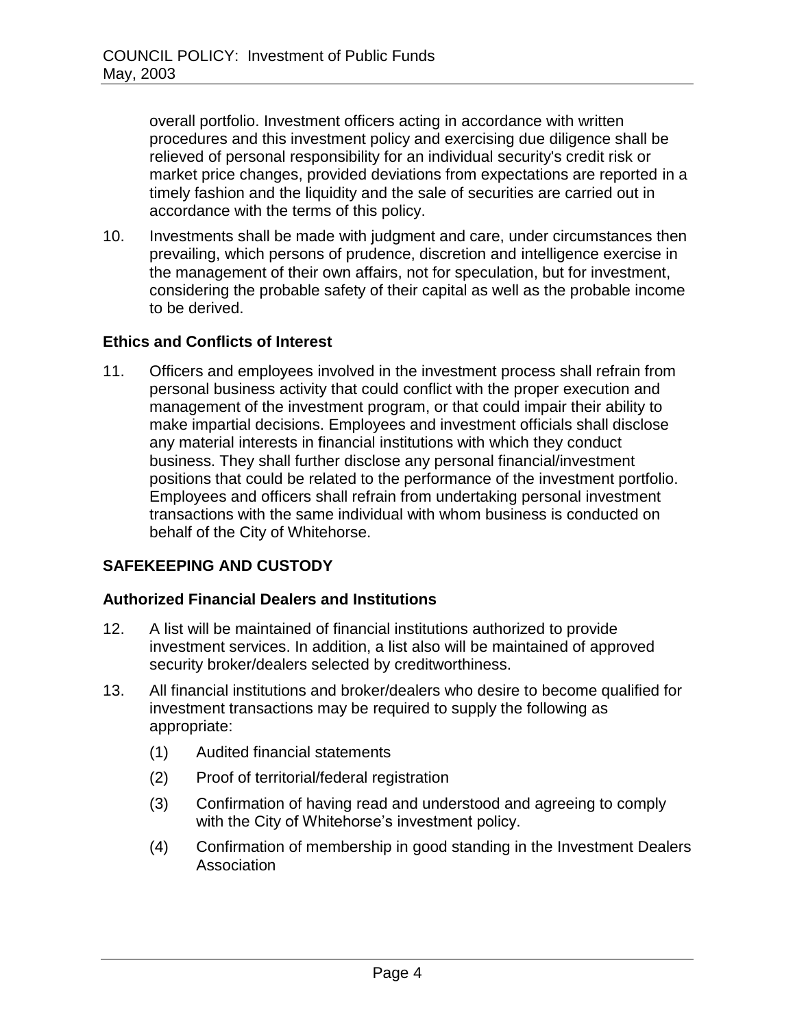overall portfolio. Investment officers acting in accordance with written procedures and this investment policy and exercising due diligence shall be relieved of personal responsibility for an individual security's credit risk or market price changes, provided deviations from expectations are reported in a timely fashion and the liquidity and the sale of securities are carried out in accordance with the terms of this policy.

10. Investments shall be made with judgment and care, under circumstances then prevailing, which persons of prudence, discretion and intelligence exercise in the management of their own affairs, not for speculation, but for investment, considering the probable safety of their capital as well as the probable income to be derived.

### Ethics and Conflicts of Interest

11. Officers and employees involved in the investment process shall refrain from personal business activity that could conflict with the proper execution and management of the investment program, or that could impair their ability to make impartial decisions. Employees and investment officials shall disclose any material interests in financial institutions with which they conduct business. They shall further disclose any personal financial/investment positions that could be related to the performance of the investment portfolio. Employees and officers shall refrain from undertaking personal investment transactions with the same individual with whom business is conducted on behalf of the City of Whitehorse.

## SAFEKEEPING AND CUSTODY

### Authorized Financial Dealers and Institutions

12. A list will be maintained of financial institutions authorized to provide investment services. In addition, a list also will be maintained of approved security broker/dealers selected by creditworthiness.

13. All financial institutions and broker/dealers who desire to become qualified for investment transactions may be required to supply the following as appropriate:

    (1) Audited financial statements

    (2) Proof of territorial/federal registration

    (3) Confirmation of having read and understood and agreeing to comply with the City of Whitehorse's investment policy.

    (4) Confirmation of membership in good standing in the Investment Dealers Association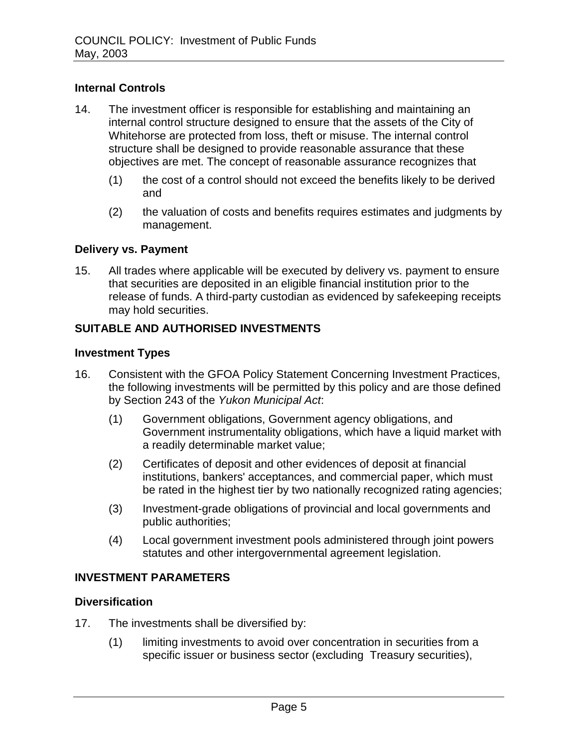### Internal Controls

14. The investment officer is responsible for establishing and maintaining an internal control structure designed to ensure that the assets of the City of Whitehorse are protected from loss, theft or misuse. The internal control structure shall be designed to provide reasonable assurance that these objectives are met. The concept of reasonable assurance recognizes that

    (1) the cost of a control should not exceed the benefits likely to be derived and

    (2) the valuation of costs and benefits requires estimates and judgments by management.

### Delivery vs. Payment

15. All trades where applicable will be executed by delivery vs. payment to ensure that securities are deposited in an eligible financial institution prior to the release of funds. A third-party custodian as evidenced by safekeeping receipts may hold securities.

## SUITABLE AND AUTHORISED INVESTMENTS

### Investment Types

16. Consistent with the GFOA Policy Statement Concerning Investment Practices, the following investments will be permitted by this policy and are those defined by Section 243 of the *Yukon Municipal Act*:

    (1) Government obligations, Government agency obligations, and Government instrumentality obligations, which have a liquid market with a readily determinable market value;

    (2) Certificates of deposit and other evidences of deposit at financial institutions, bankers' acceptances, and commercial paper, which must be rated in the highest tier by two nationally recognized rating agencies;

    (3) Investment-grade obligations of provincial and local governments and public authorities;

    (4) Local government investment pools administered through joint powers statutes and other intergovernmental agreement legislation.

## INVESTMENT PARAMETERS

### Diversification

17. The investments shall be diversified by:

    (1) limiting investments to avoid over concentration in securities from a specific issuer or business sector (excluding Treasury securities),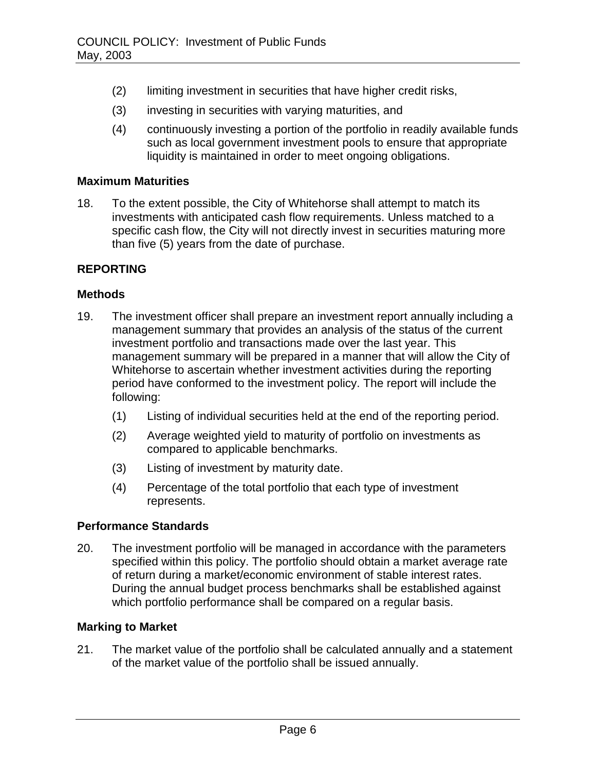(2) limiting investment in securities that have higher credit risks,

(3) investing in securities with varying maturities, and

(4) continuously investing a portion of the portfolio in readily available funds such as local government investment pools to ensure that appropriate liquidity is maintained in order to meet ongoing obligations.

### Maximum Maturities

18. To the extent possible, the City of Whitehorse shall attempt to match its investments with anticipated cash flow requirements. Unless matched to a specific cash flow, the City will not directly invest in securities maturing more than five (5) years from the date of purchase.

## REPORTING

### Methods

19. The investment officer shall prepare an investment report annually including a management summary that provides an analysis of the status of the current investment portfolio and transactions made over the last year. This management summary will be prepared in a manner that will allow the City of Whitehorse to ascertain whether investment activities during the reporting period have conformed to the investment policy. The report will include the following:

    (1) Listing of individual securities held at the end of the reporting period.

    (2) Average weighted yield to maturity of portfolio on investments as compared to applicable benchmarks.

    (3) Listing of investment by maturity date.

    (4) Percentage of the total portfolio that each type of investment represents.

### Performance Standards

20. The investment portfolio will be managed in accordance with the parameters specified within this policy. The portfolio should obtain a market average rate of return during a market/economic environment of stable interest rates. During the annual budget process benchmarks shall be established against which portfolio performance shall be compared on a regular basis.

### Marking to Market

21. The market value of the portfolio shall be calculated annually and a statement of the market value of the portfolio shall be issued annually.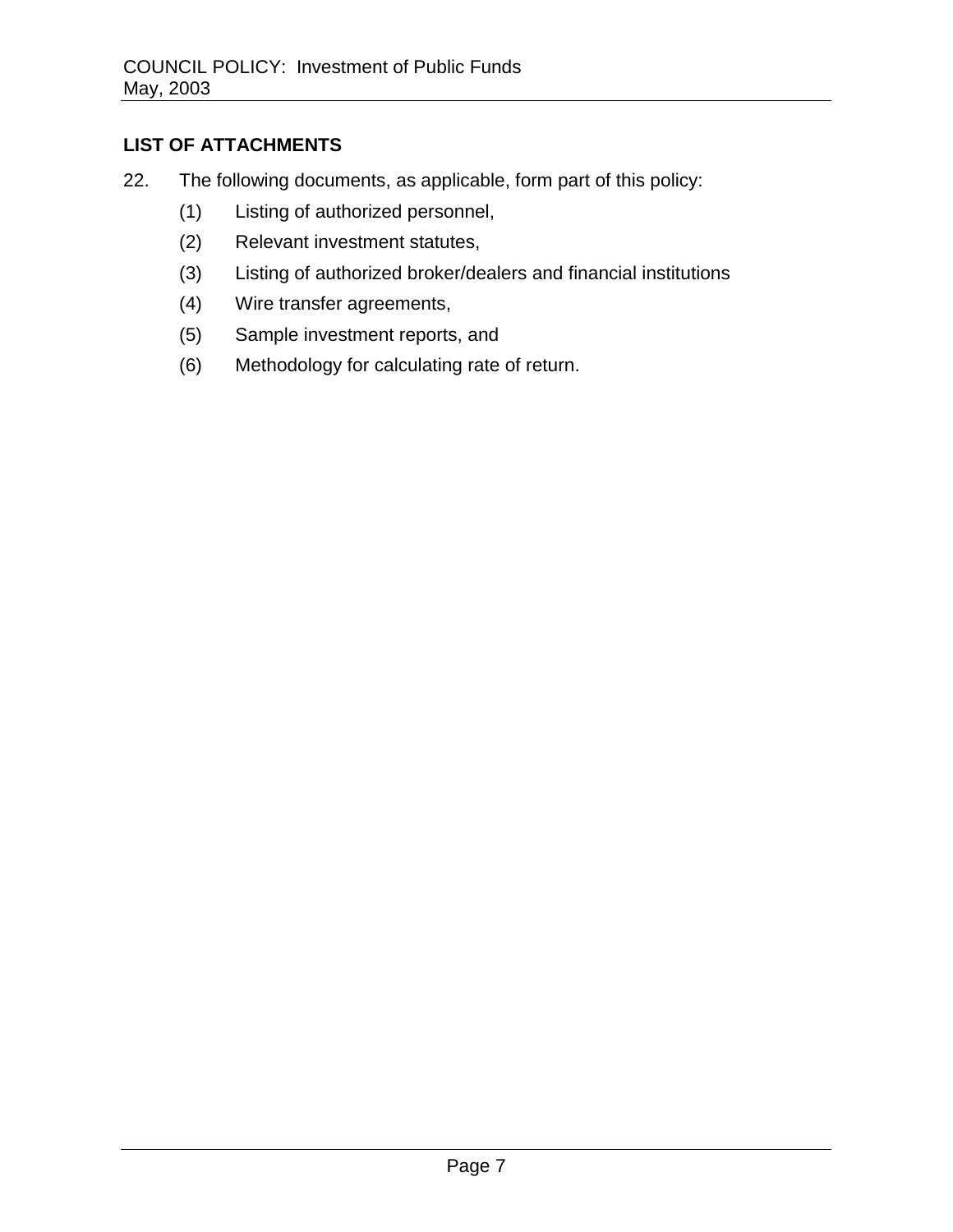**LIST OF ATTACHMENTS**

22. The following documents, as applicable, form part of this policy:

    (1) Listing of authorized personnel,

    (2) Relevant investment statutes,

    (3) Listing of authorized broker/dealers and financial institutions

    (4) Wire transfer agreements,

    (5) Sample investment reports, and

    (6) Methodology for calculating rate of return.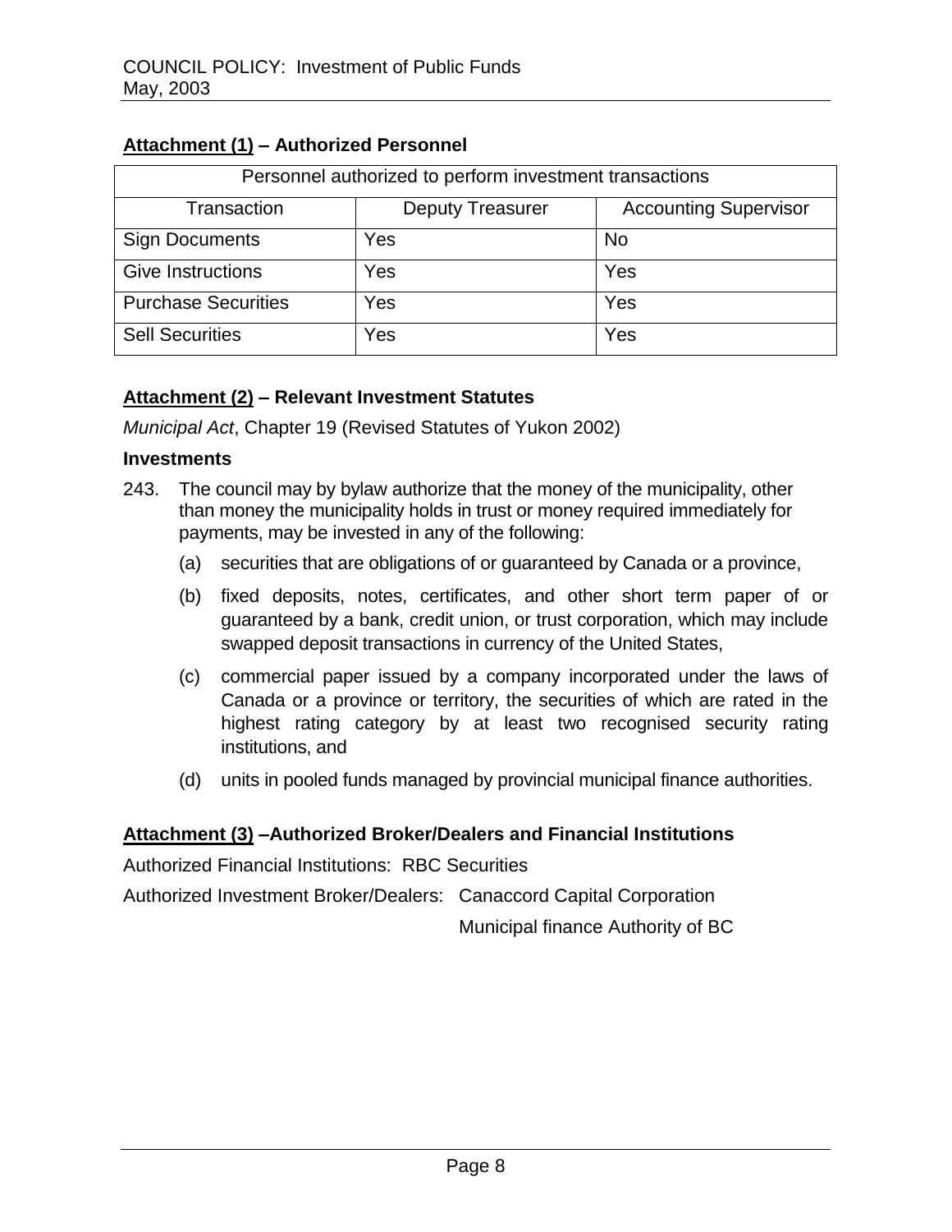## Attachment (1) – Authorized Personnel

| Personnel authorized to perform investment transactions | | |
|---|---|---|
| Transaction | Deputy Treasurer | Accounting Supervisor |
| Sign Documents | Yes | No |
| Give Instructions | Yes | Yes |
| Purchase Securities | Yes | Yes |
| Sell Securities | Yes | Yes |

## Attachment (2) – Relevant Investment Statutes

*Municipal Act*, Chapter 19 (Revised Statutes of Yukon 2002)

### Investments

243. The council may by bylaw authorize that the money of the municipality, other than money the municipality holds in trust or money required immediately for payments, may be invested in any of the following:

    (a) securities that are obligations of or guaranteed by Canada or a province,

    (b) fixed deposits, notes, certificates, and other short term paper of or guaranteed by a bank, credit union, or trust corporation, which may include swapped deposit transactions in currency of the United States,

    (c) commercial paper issued by a company incorporated under the laws of Canada or a province or territory, the securities of which are rated in the highest rating category by at least two recognised security rating institutions, and

    (d) units in pooled funds managed by provincial municipal finance authorities.

## Attachment (3) –Authorized Broker/Dealers and Financial Institutions

Authorized Financial Institutions: RBC Securities

Authorized Investment Broker/Dealers: Canaccord Capital Corporation

Municipal finance Authority of BC